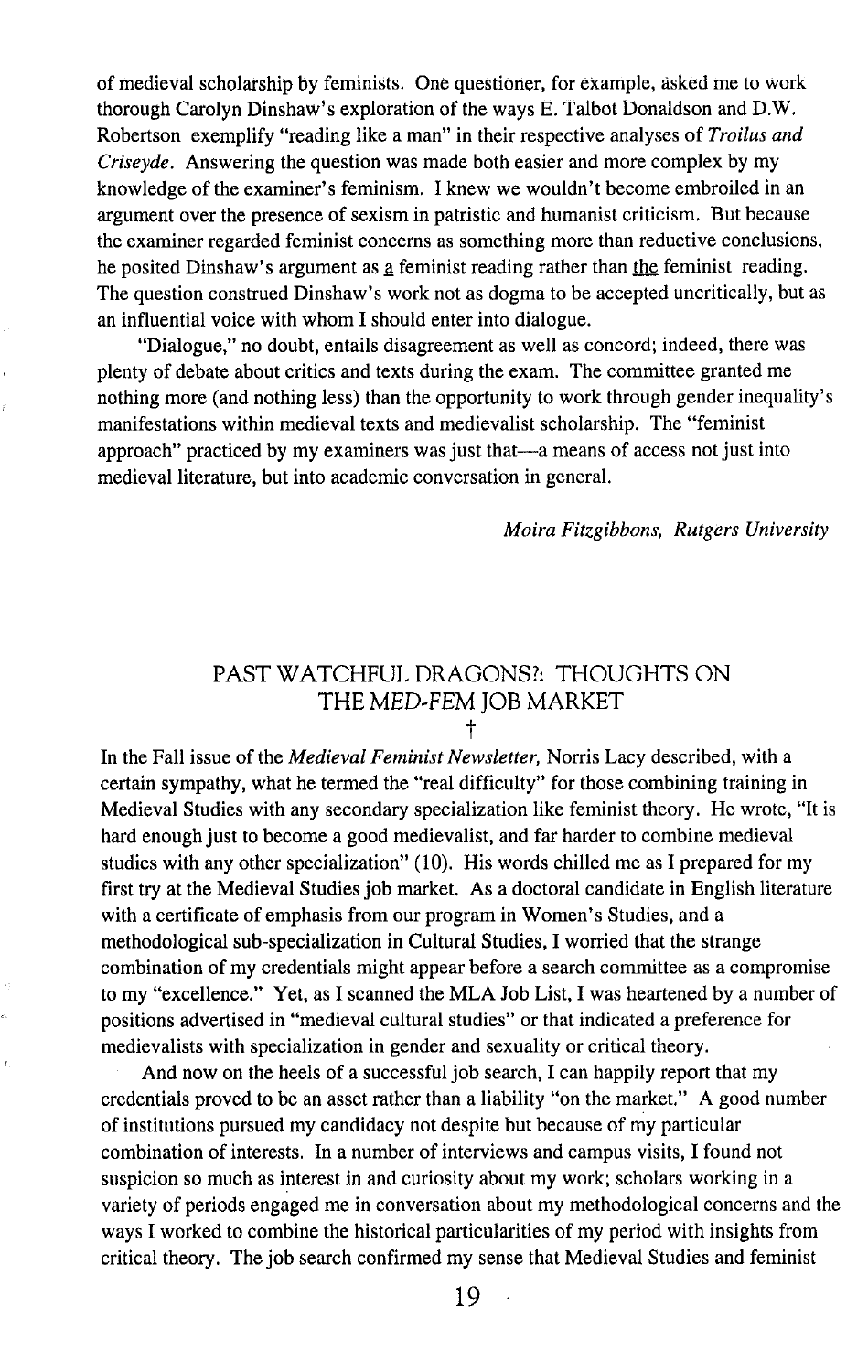of medieval scholarship by feminists. One questioner, for example, asked me to work thorough Carolyn Dinshaw's exploration of the ways E. Talbot Donaldson and D.W. Robertson exemplify "reading like a man" in their respective analyses of *Troilus and Criseyde*. Answering the question was made both easier and more complex by my knowledge of the examiner's feminism. I knew we wouldn't become embroiled in an argument over the presence of sexism in patristic and humanist criticism. But because the examiner regarded feminist concerns as something more than reductive conclusions, he posited Dinshaw's argument as a feminist reading rather than the feminist reading. The question construed Dinshaw's work not as dogma to be accepted uncritically, but as an influential voice with whom I should enter into dialogue.

"Dialogue," no doubt, entails disagreement as well as concord; indeed, there was plenty of debate about critics and texts during the exam. The committee granted me nothing more (and nothing less) than the opportunity to work through gender inequality's manifestations within medieval texts and medievalist scholarship. The "feminist approach" practiced by my examiners was just that—a means of access not just into medieval literature, but into academic conversation in general.

*Moira Fitzgibbons, Rutgers University*

## PAST WATCHFUL DRAGONS?: THOUGHTS ON THE *MED-FEM* JOB MARKET

†

In the Fall issue of the *Medieval Feminist Newsletter*, Norris Lacy described, with a certain sympathy, what he termed the "real difficulty" for those combining training in Medieval Studies with any secondary specialization like feminist theory. He wrote, "It is hard enough just to become a good medievalist, and far harder to combine medieval studies with any other specialization" (10). His words chilled me as I prepared for my first try at the Medieval Studies job market. As a doctoral candidate in English literature with a certificate of emphasis from our program in Women's Studies, and a methodological sub-specialization in Cultural Studies, I worried that the strange combination of my credentials might appear before a search committee as a compromise to my "excellence." Yet, as I scanned the MLA Job List, I was heartened by a number of positions advertised in "medieval cultural studies" or that indicated a preference for medievalists with specialization in gender and sexuality or critical theory.

And now on the heels of a successful job search, I can happily report that my credentials proved to be an asset rather than a liability "on the market." A good number of institutions pursued my candidacy not despite but because of my particular combination of interests. In a number of interviews and campus visits, I found not suspicion so much as interest in and curiosity about my work; scholars working in a variety of periods engaged me in conversation about my methodological concerns and the ways I worked to combine the historical particularities of my period with insights from critical theory. The job search confirmed my sense that Medieval Studies and feminist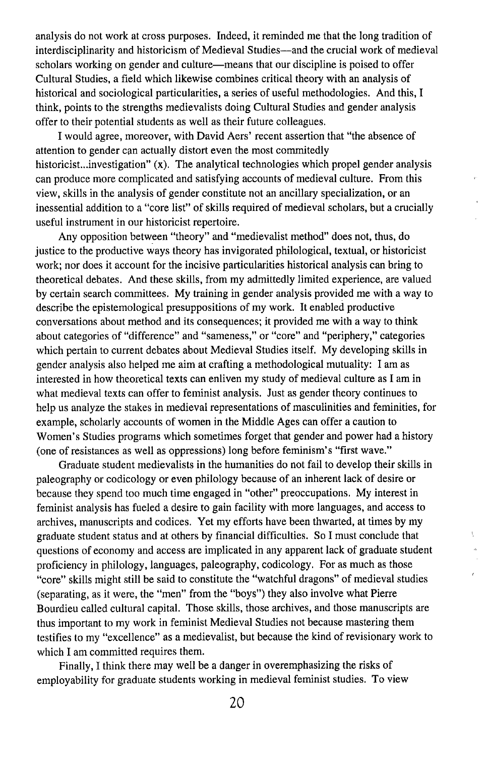analysis do not work at cross purposes. Indeed, it reminded me that the long tradition of interdisciplinarity and historicism of Medieval Studies—and the crucial work of medieval scholars working on gender and culture—means that our discipline is poised to offer Cultural Studies, a field which likewise combines critical theory with an analysis of historical and sociological particularities, a series of useful methodologies. And this, I think, points to the strengths medievalists doing Cultural Studies and gender analysis offer to their potential students as well as their future colleagues.

I would agree, moreover, with David Aers' recent assertion that "the absence of attention to gender can actually distort even the most commitedly historicist...investigation" (x). The analytical technologies which propel gender analysis can produce more complicated and satisfying accounts of medieval culture. From this view, skills in the analysis of gender constitute not an ancillary specialization, or an inessential addition to a "core list" of skills required of medieval scholars, but a crucially useful instrument in our historicist repertoire.

Any opposition between "theory" and "medievalist method" does not, thus, do justice to the productive ways theory has invigorated philological, textual, or historicist work; nor does it account for the incisive particularities historical analysis can bring to theoretical debates. And these skills, from my admittedly limited experience, are valued by certain search committees. My training in gender analysis provided me with a way to describe the epistemological presuppositions of my work. It enabled productive conversations about method and its consequences; it provided me with a way to think about categories of "difference" and "sameness," or "core" and "periphery," categories which pertain to current debates about Medieval Studies itself. My developing skills in gender analysis also helped me aim at crafting a methodological mutuality: I am as interested in how theoretical texts can enliven my study of medieval culture as I am in what medieval texts can offer to feminist analysis. Just as gender theory continues to help us analyze the stakes in medieval representations of masculinities and feminities, for example, scholarly accounts of women in the Middle Ages can offer a caution to Women's Studies programs which sometimes forget that gender and power had a history (one of resistances as well as oppressions) long before feminism's "first wave."

Graduate student medievalists in the humanities do not fail to develop their skills in paleography or codicology or even philology because of an inherent lack of desire or because they spend too much time engaged in "other" preoccupations. My interest in feminist analysis has fueled a desire to gain facility with more languages, and access to archives, manuscripts and codices. Yet my efforts have been thwarted, at times by my graduate student status and at others by financial difficulties. So I must conclude that questions of economy and access are implicated in any apparent lack of graduate student proficiency in philology, languages, paleography, codicology. For as much as those "core" skills might still be said to constitute the "watchful dragons" of medieval studies (separating, as it were, the "men" from the "boys") they also involve what Pierre Bourdieu called cultural capital. Those skills, those archives, and those manuscripts are thus important to my work in feminist Medieval Studies not because mastering them testifies to my "excellence" as a medievalist, but because the kind of revisionary work to which I am committed requires them.

Finally, I think there may well be a danger in overemphasizing the risks of employability for graduate students working in medieval feminist studies. To view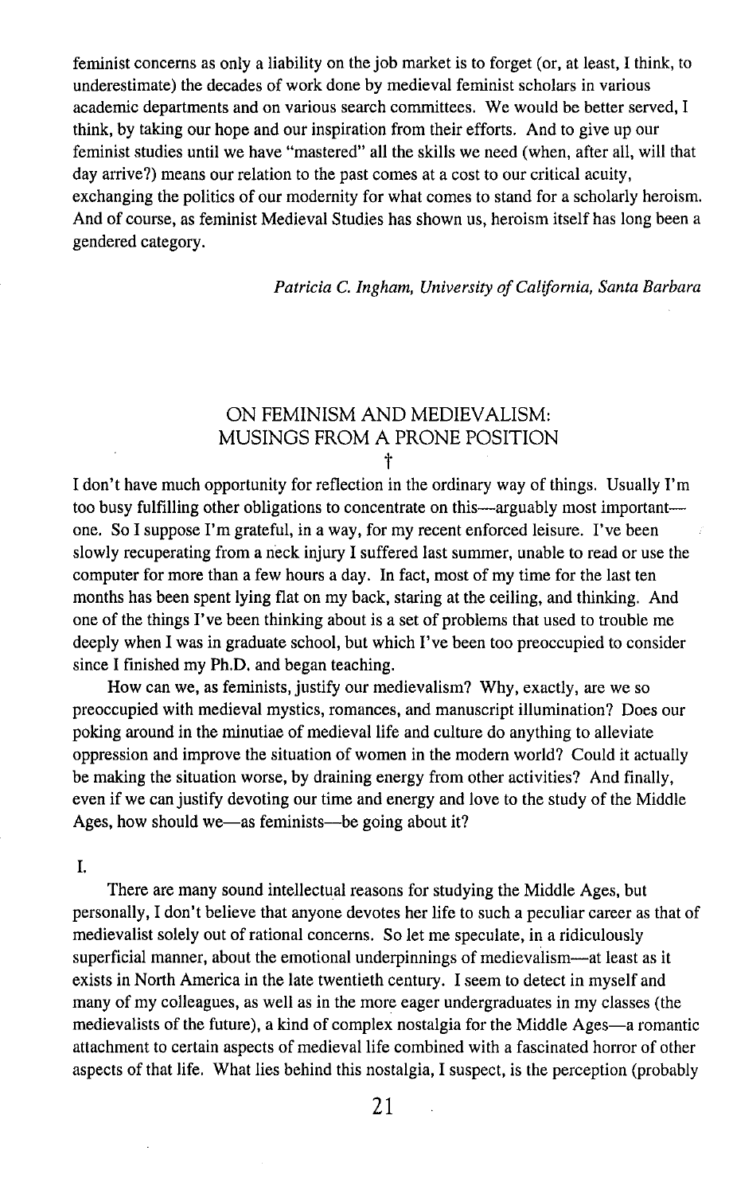feminist concerns as only a liability on the job market is to forget (or, at least, I think, to underestimate) the decades of work done by medieval feminist scholars in various academic departments and on various search committees. We would be better served, I think, by taking our hope and our inspiration from their efforts. And to give up our feminist studies until we have "mastered" all the skills we need (when, after all, will that day arrive?) means our relation to the past comes at a cost to our critical acuity, exchanging the politics of our modernity for what comes to stand for a scholarly heroism. And of course, as feminist Medieval Studies has shown us, heroism itself has long been a gendered category.

*Patricia C. Ingham, University of California, Santa Barbara*

## ON FEMINISM AND MEDIEVALISM: MUSINGS FROM A PRONE POSITION

†

I don't have much opportunity for reflection in the ordinary way of things. Usually I'm too busy fulfilling other obligations to concentrate on this—arguably most important—one. So I suppose I'm grateful, in a way, for my recent enforced leisure. I've been slowly recuperating from a neck injury I suffered last summer, unable to read or use the computer for more than a few hours a day. In fact, most of my time for the last ten months has been spent lying flat on my back, staring at the ceiling, and thinking. And one of the things I've been thinking about is a set of problems that used to trouble me deeply when I was in graduate school, but which I've been too preoccupied to consider since I finished my Ph.D. and began teaching.

How can we, as feminists, justify our medievalism? Why, exactly, are we so preoccupied with medieval mystics, romances, and manuscript illumination? Does our poking around in the minutiae of medieval life and culture do anything to alleviate oppression and improve the situation of women in the modern world? Could it actually be making the situation worse, by draining energy from other activities? And finally, even if we can justify devoting our time and energy and love to the study of the Middle Ages, how should we—as feminists—be going about it?

I.

There are many sound intellectual reasons for studying the Middle Ages, but personally, I don't believe that anyone devotes her life to such a peculiar career as that of medievalist solely out of rational concerns. So let me speculate, in a ridiculously superficial manner, about the emotional underpinnings of medievalism—at least as it exists in North America in the late twentieth century. I seem to detect in myself and many of my colleagues, as well as in the more eager undergraduates in my classes (the medievalists of the future), a kind of complex nostalgia for the Middle Ages—a romantic attachment to certain aspects of medieval life combined with a fascinated horror of other aspects of that life. What lies behind this nostalgia, I suspect, is the perception (probably